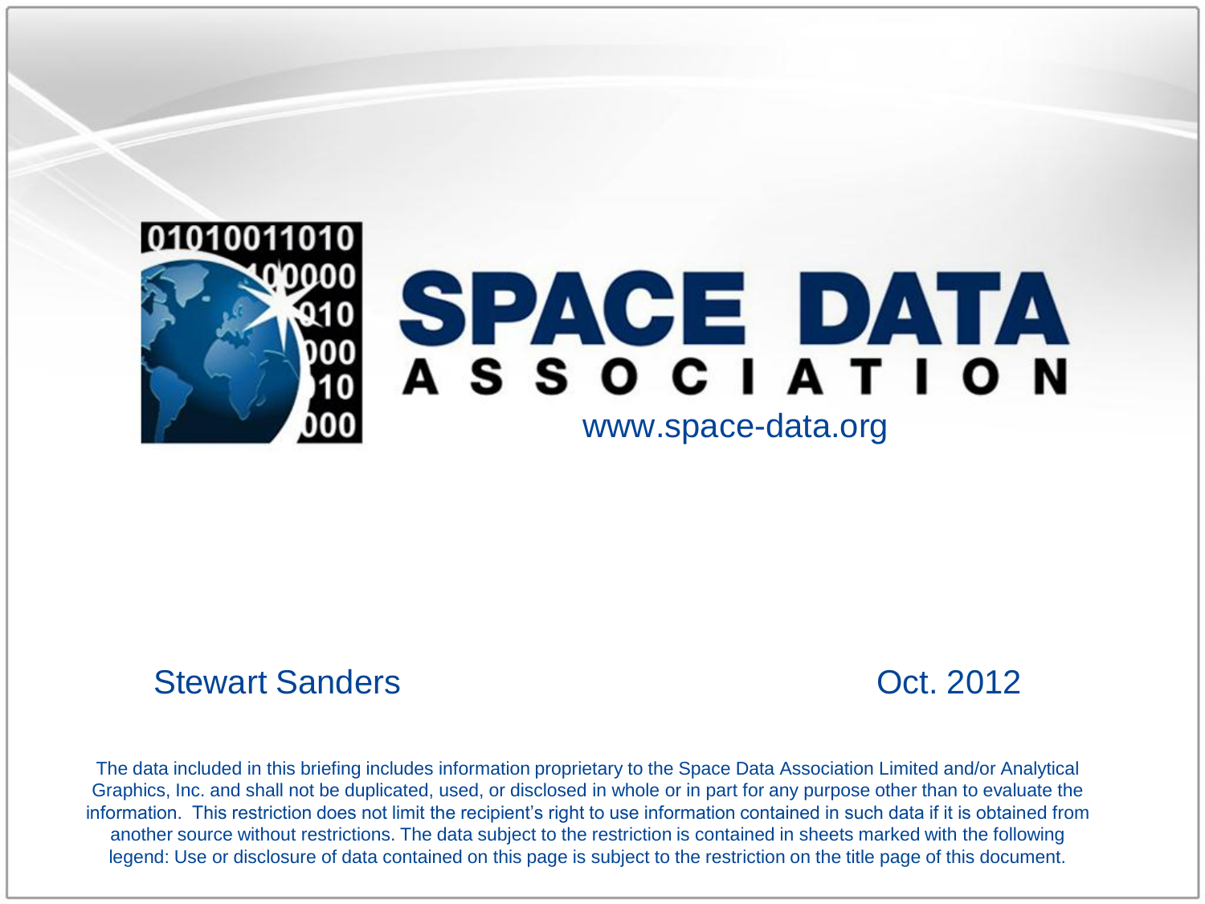# SPACE DATA ASSOCIATION

www.space-data.org

Stewart Sanders

Oct. 2012

The data included in this briefing includes information proprietary to the Space Data Association Limited and/or Analytical Graphics, Inc. and shall not be duplicated, used, or disclosed in whole or in part for any purpose other than to evaluate the information. This restriction does not limit the recipient's right to use information contained in such data if it is obtained from another source without restrictions. The data subject to the restriction is contained in sheets marked with the following legend: Use or disclosure of data contained on this page is subject to the restriction on the title page of this document.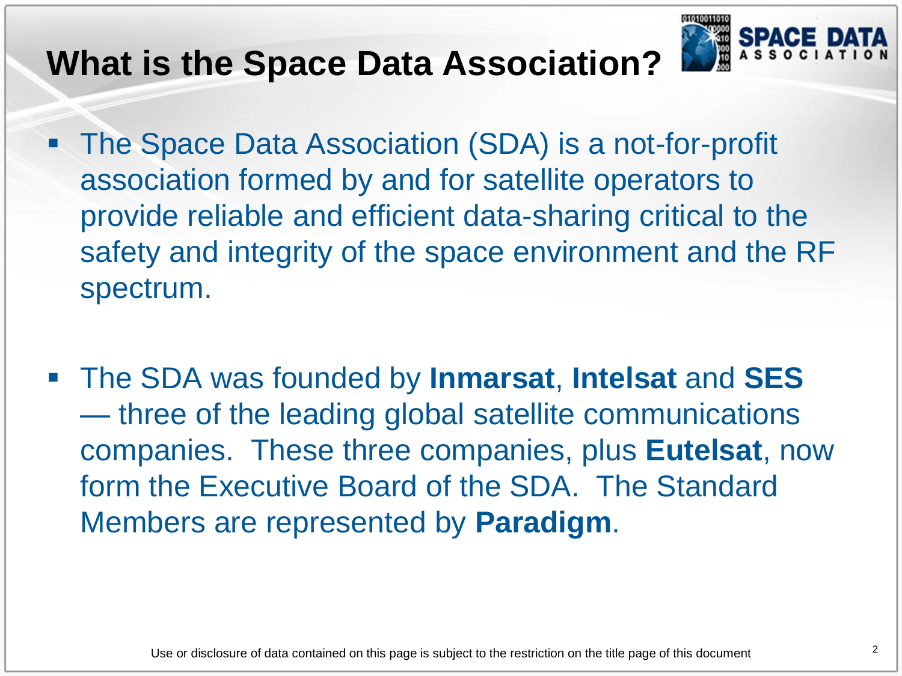# What is the Space Data Association?

- The Space Data Association (SDA) is a not-for-profit association formed by and for satellite operators to provide reliable and efficient data-sharing critical to the safety and integrity of the space environment and the RF spectrum.

- The SDA was founded by **Inmarsat**, **Intelsat** and **SES** — three of the leading global satellite communications companies. These three companies, plus **Eutelsat**, now form the Executive Board of the SDA. The Standard Members are represented by **Paradigm**.

Use or disclosure of data contained on this page is subject to the restriction on the title page of this document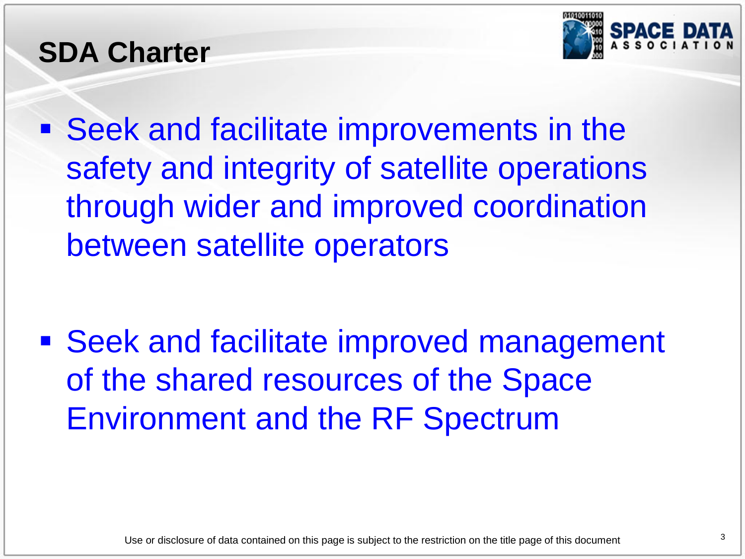# SDA Charter

- Seek and facilitate improvements in the safety and integrity of satellite operations through wider and improved coordination between satellite operators

- Seek and facilitate improved management of the shared resources of the Space Environment and the RF Spectrum

Use or disclosure of data contained on this page is subject to the restriction on the title page of this document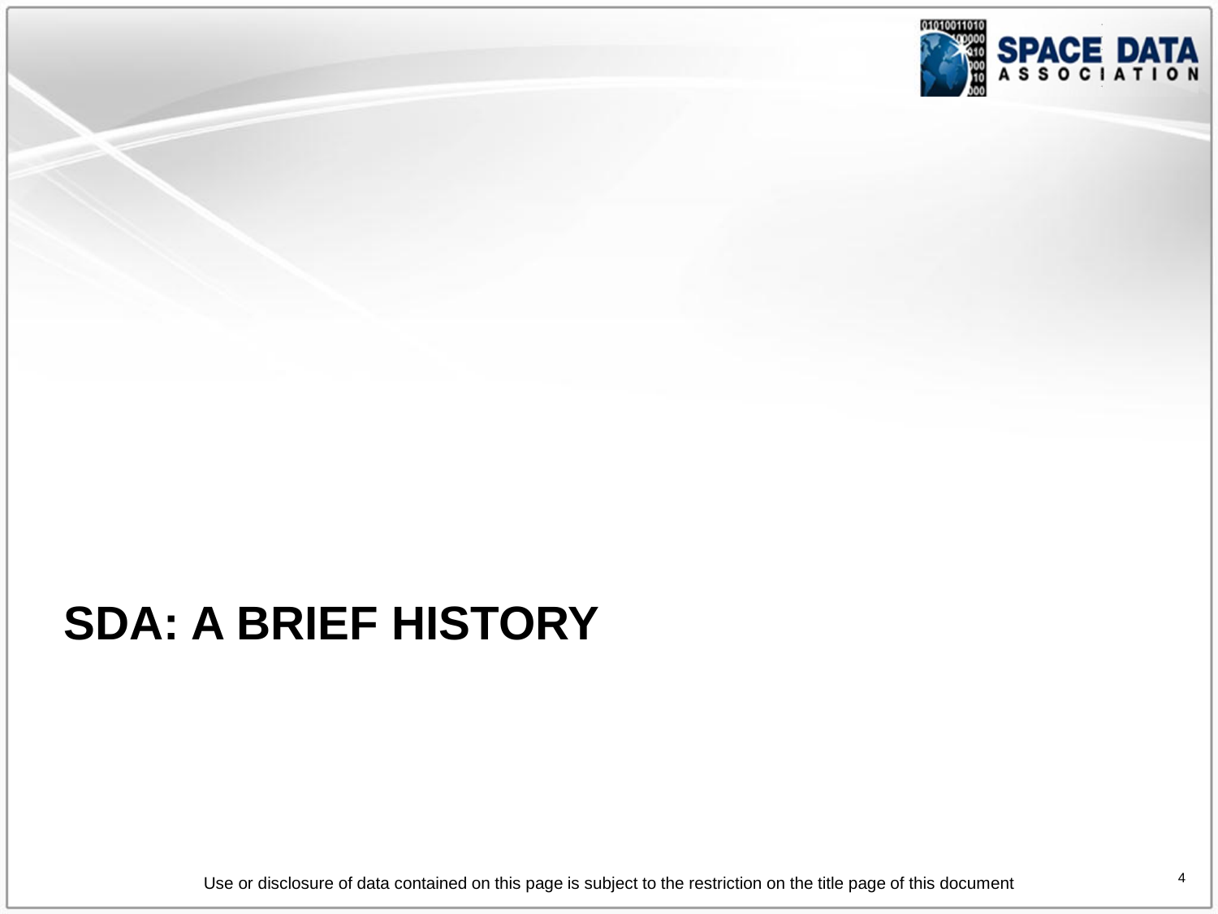# SDA: A BRIEF HISTORY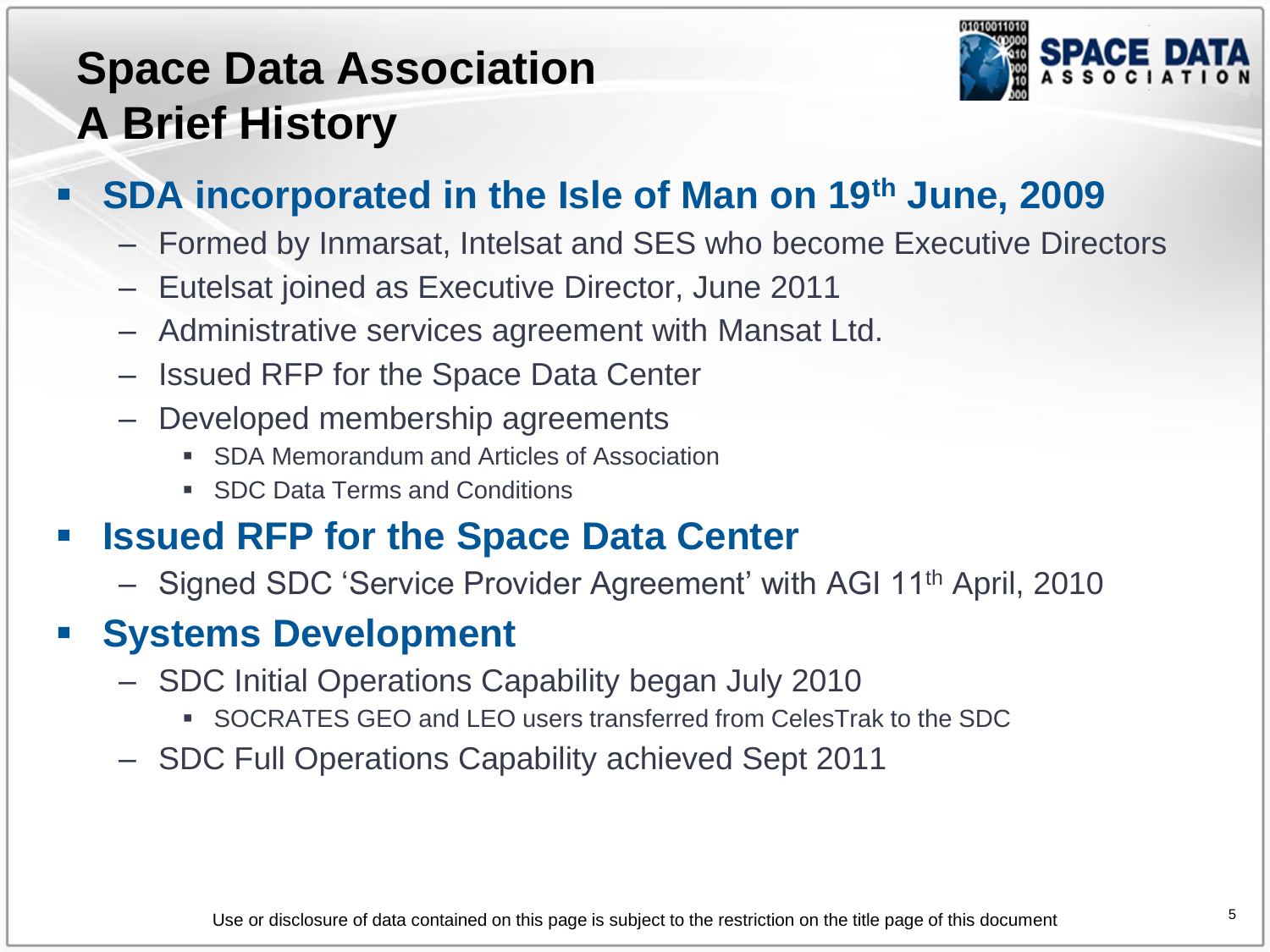# Space Data Association
# A Brief History

- **SDA incorporated in the Isle of Man on 19th June, 2009**
  - Formed by Inmarsat, Intelsat and SES who become Executive Directors
  - Eutelsat joined as Executive Director, June 2011
  - Administrative services agreement with Mansat Ltd.
  - Issued RFP for the Space Data Center
  - Developed membership agreements
    - SDA Memorandum and Articles of Association
    - SDC Data Terms and Conditions
- **Issued RFP for the Space Data Center**
  - Signed SDC 'Service Provider Agreement' with AGI 11th April, 2010
- **Systems Development**
  - SDC Initial Operations Capability began July 2010
    - SOCRATES GEO and LEO users transferred from CelesTrak to the SDC
  - SDC Full Operations Capability achieved Sept 2011

Use or disclosure of data contained on this page is subject to the restriction on the title page of this document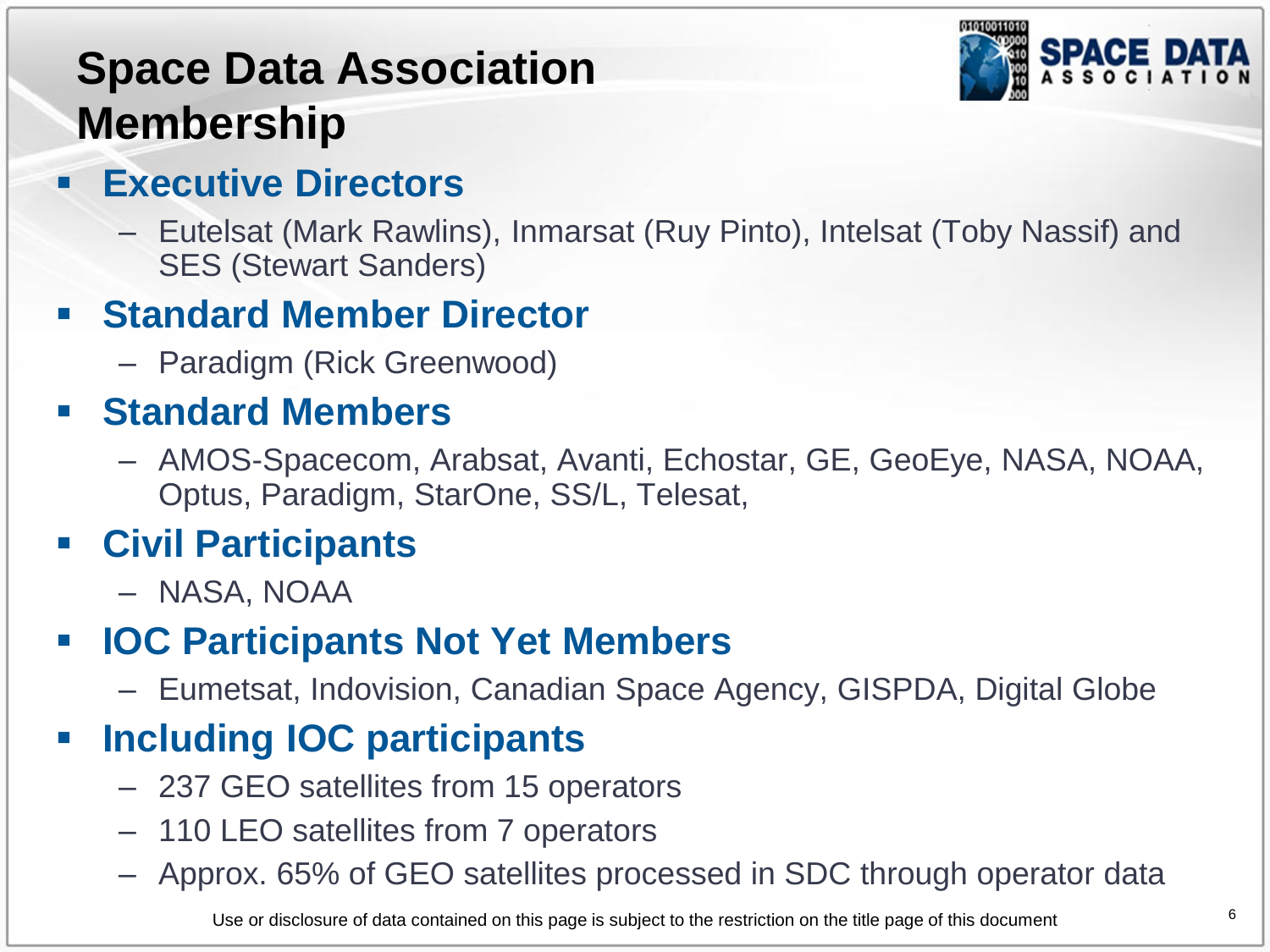# Space Data Association Membership

- **Executive Directors**
  - Eutelsat (Mark Rawlins), Inmarsat (Ruy Pinto), Intelsat (Toby Nassif) and SES (Stewart Sanders)
- **Standard Member Director**
  - Paradigm (Rick Greenwood)
- **Standard Members**
  - AMOS-Spacecom, Arabsat, Avanti, Echostar, GE, GeoEye, NASA, NOAA, Optus, Paradigm, StarOne, SS/L, Telesat,
- **Civil Participants**
  - NASA, NOAA
- **IOC Participants Not Yet Members**
  - Eumetsat, Indovision, Canadian Space Agency, GISPDA, Digital Globe
- **Including IOC participants**
  - 237 GEO satellites from 15 operators
  - 110 LEO satellites from 7 operators
  - Approx. 65% of GEO satellites processed in SDC through operator data

Use or disclosure of data contained on this page is subject to the restriction on the title page of this document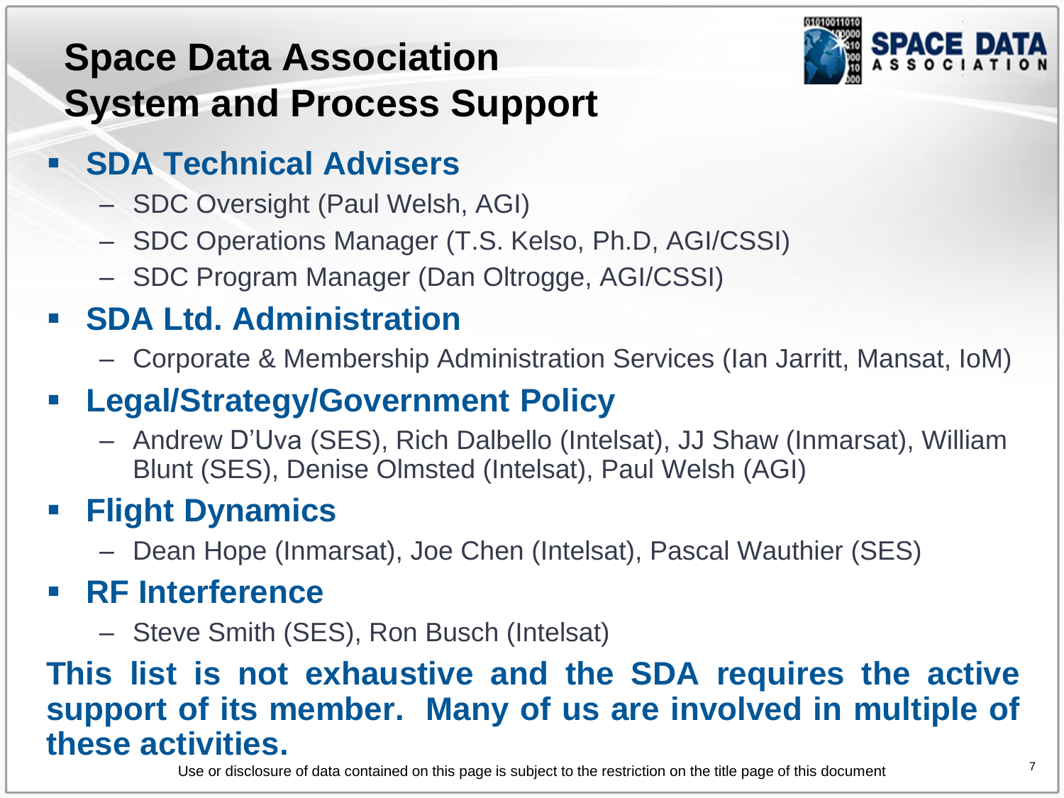# Space Data Association System and Process Support

- **SDA Technical Advisers**
  - SDC Oversight (Paul Welsh, AGI)
  - SDC Operations Manager (T.S. Kelso, Ph.D, AGI/CSSI)
  - SDC Program Manager (Dan Oltrogge, AGI/CSSI)
- **SDA Ltd. Administration**
  - Corporate & Membership Administration Services (Ian Jarritt, Mansat, IoM)
- **Legal/Strategy/Government Policy**
  - Andrew D'Uva (SES), Rich Dalbello (Intelsat), JJ Shaw (Inmarsat), William Blunt (SES), Denise Olmsted (Intelsat), Paul Welsh (AGI)
- **Flight Dynamics**
  - Dean Hope (Inmarsat), Joe Chen (Intelsat), Pascal Wauthier (SES)
- **RF Interference**
  - Steve Smith (SES), Ron Busch (Intelsat)

**This list is not exhaustive and the SDA requires the active support of its member. Many of us are involved in multiple of these activities.**

Use or disclosure of data contained on this page is subject to the restriction on the title page of this document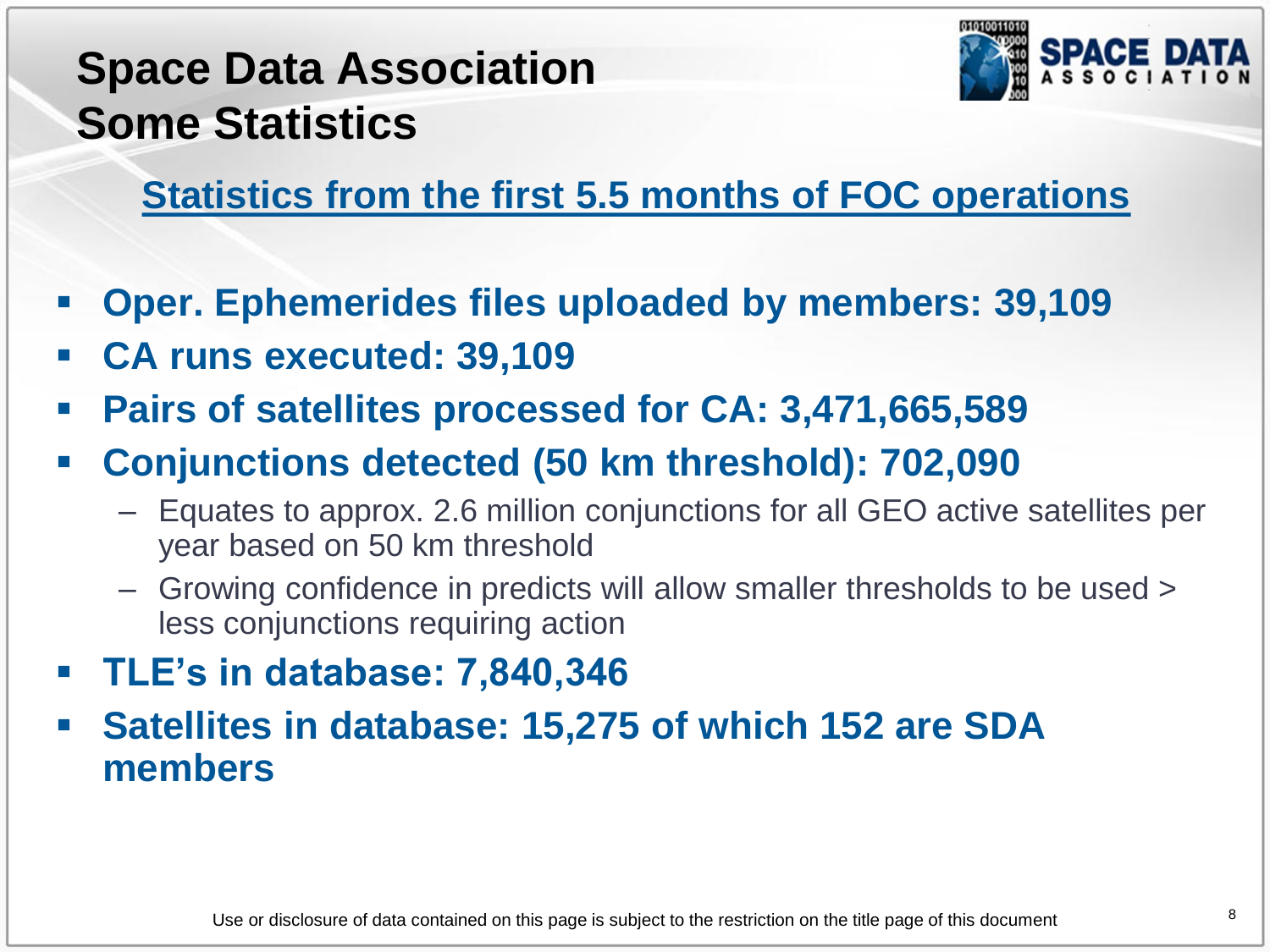# Space Data Association Some Statistics

## Statistics from the first 5.5 months of FOC operations

- **Oper. Ephemerides files uploaded by members: 39,109**
- **CA runs executed: 39,109**
- **Pairs of satellites processed for CA: 3,471,665,589**
- **Conjunctions detected (50 km threshold): 702,090**
  - Equates to approx. 2.6 million conjunctions for all GEO active satellites per year based on 50 km threshold
  - Growing confidence in predicts will allow smaller thresholds to be used > less conjunctions requiring action
- **TLE's in database: 7,840,346**
- **Satellites in database: 15,275 of which 152 are SDA members**

Use or disclosure of data contained on this page is subject to the restriction on the title page of this document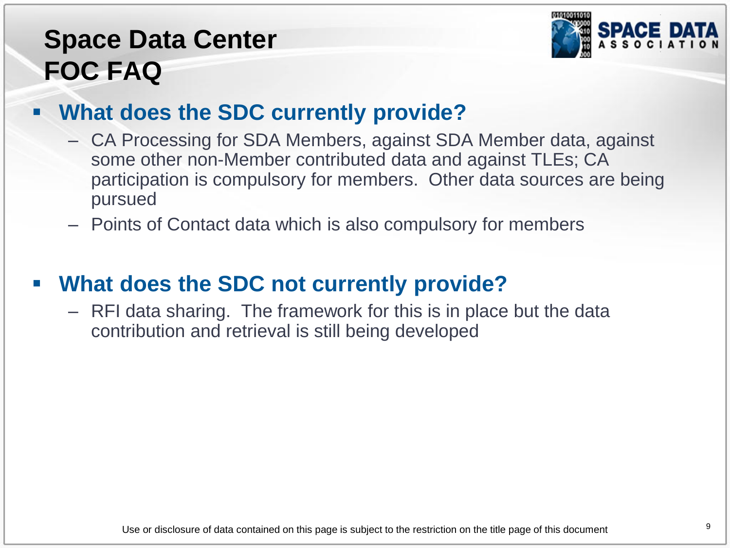# Space Data Center FOC FAQ

- **What does the SDC currently provide?**
  - CA Processing for SDA Members, against SDA Member data, against some other non-Member contributed data and against TLEs; CA participation is compulsory for members. Other data sources are being pursued
  - Points of Contact data which is also compulsory for members

- **What does the SDC not currently provide?**
  - RFI data sharing. The framework for this is in place but the data contribution and retrieval is still being developed

Use or disclosure of data contained on this page is subject to the restriction on the title page of this document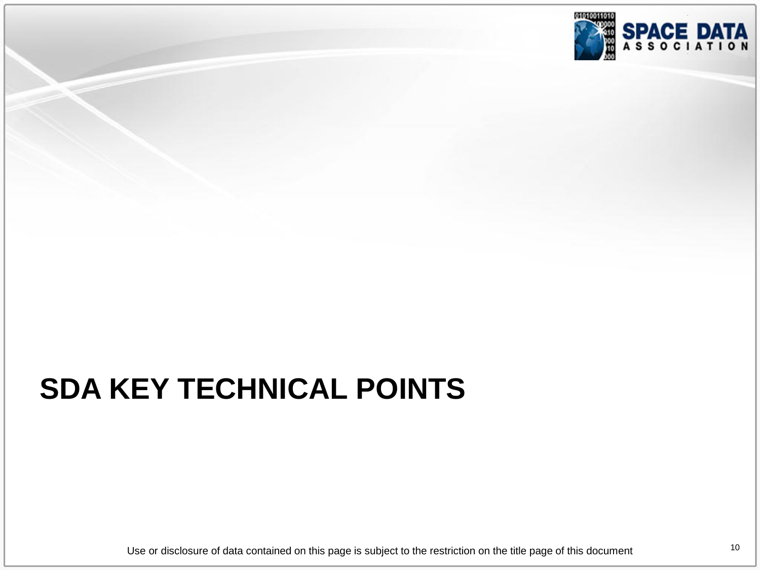# SDA KEY TECHNICAL POINTS

Use or disclosure of data contained on this page is subject to the restriction on the title page of this document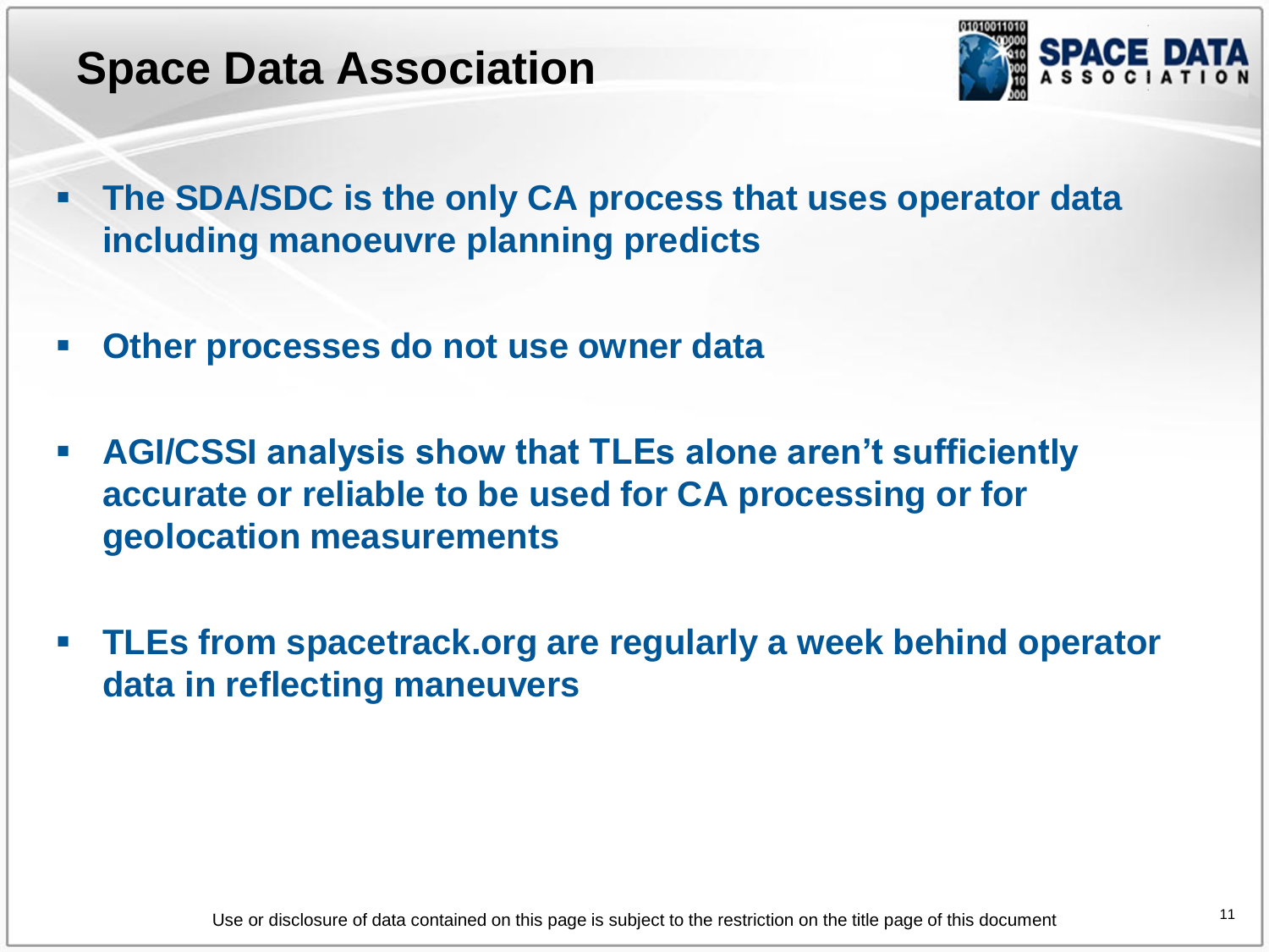# Space Data Association

- **The SDA/SDC is the only CA process that uses operator data including manoeuvre planning predicts**

- **Other processes do not use owner data**

- **AGI/CSSI analysis show that TLEs alone aren't sufficiently accurate or reliable to be used for CA processing or for geolocation measurements**

- **TLEs from spacetrack.org are regularly a week behind operator data in reflecting maneuvers**

Use or disclosure of data contained on this page is subject to the restriction on the title page of this document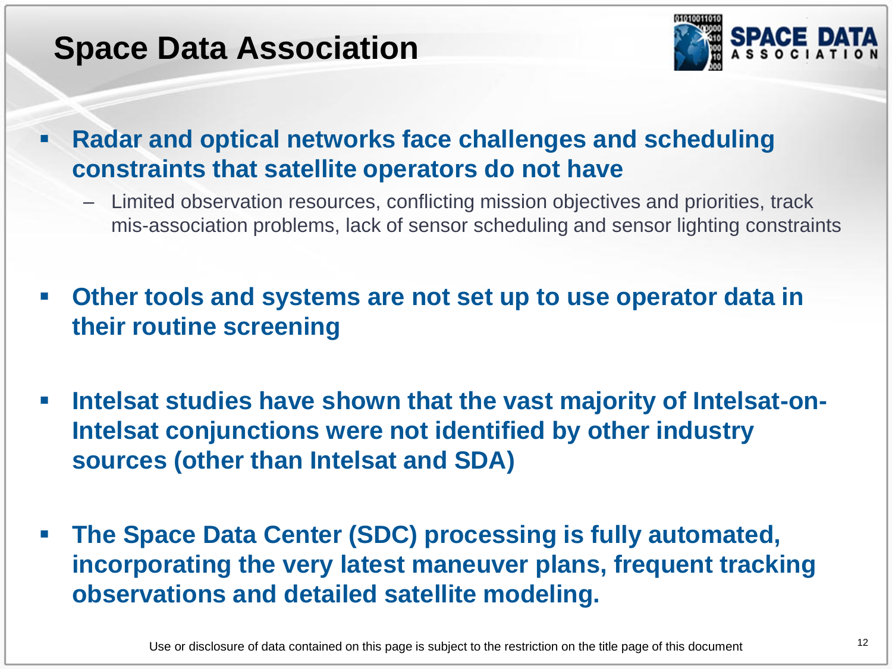# Space Data Association

- **Radar and optical networks face challenges and scheduling constraints that satellite operators do not have**
  - Limited observation resources, conflicting mission objectives and priorities, track mis-association problems, lack of sensor scheduling and sensor lighting constraints

- **Other tools and systems are not set up to use operator data in their routine screening**

- **Intelsat studies have shown that the vast majority of Intelsat-on-Intelsat conjunctions were not identified by other industry sources (other than Intelsat and SDA)**

- **The Space Data Center (SDC) processing is fully automated, incorporating the very latest maneuver plans, frequent tracking observations and detailed satellite modeling.**

Use or disclosure of data contained on this page is subject to the restriction on the title page of this document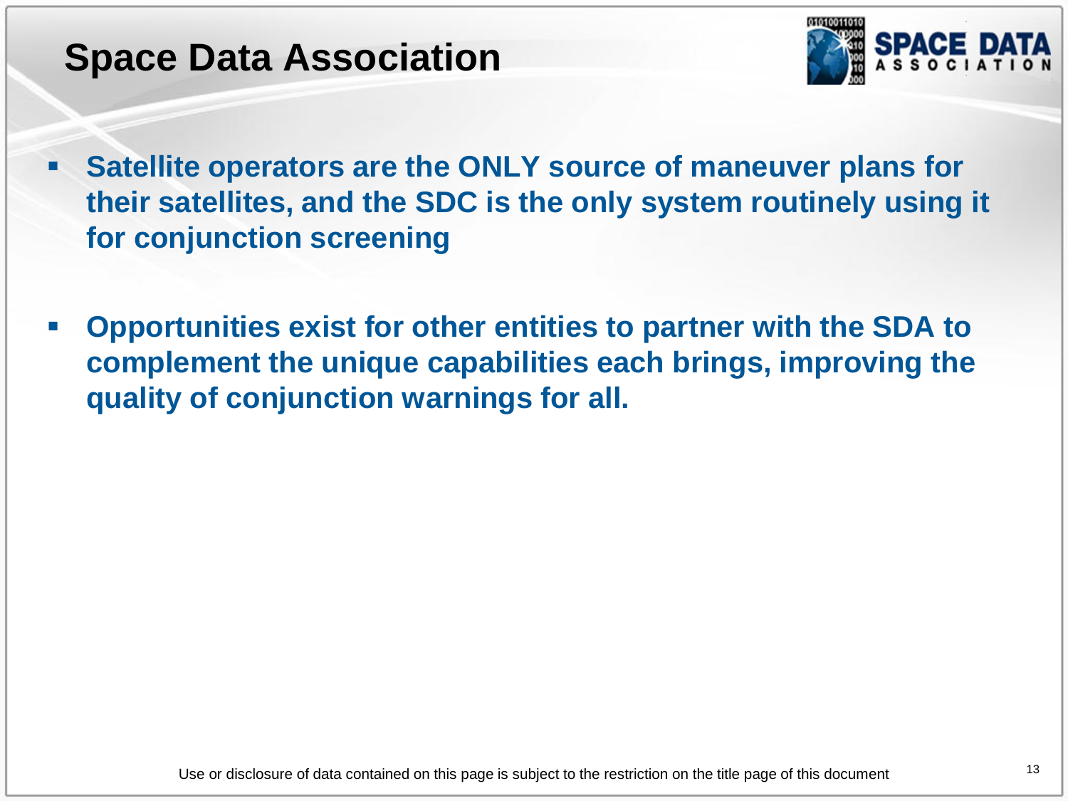# Space Data Association

- **Satellite operators are the ONLY source of maneuver plans for their satellites, and the SDC is the only system routinely using it for conjunction screening**

- **Opportunities exist for other entities to partner with the SDA to complement the unique capabilities each brings, improving the quality of conjunction warnings for all.**

Use or disclosure of data contained on this page is subject to the restriction on the title page of this document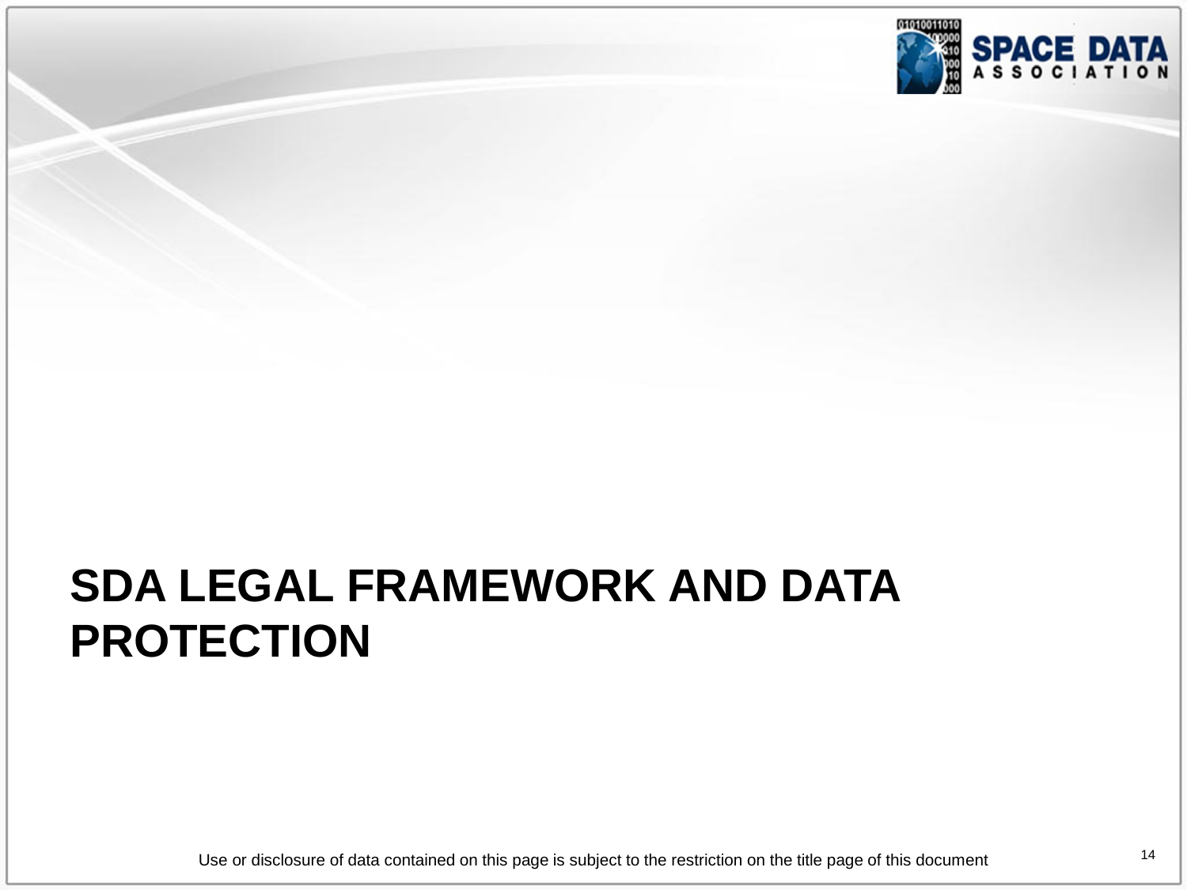# SDA LEGAL FRAMEWORK AND DATA PROTECTION

Use or disclosure of data contained on this page is subject to the restriction on the title page of this document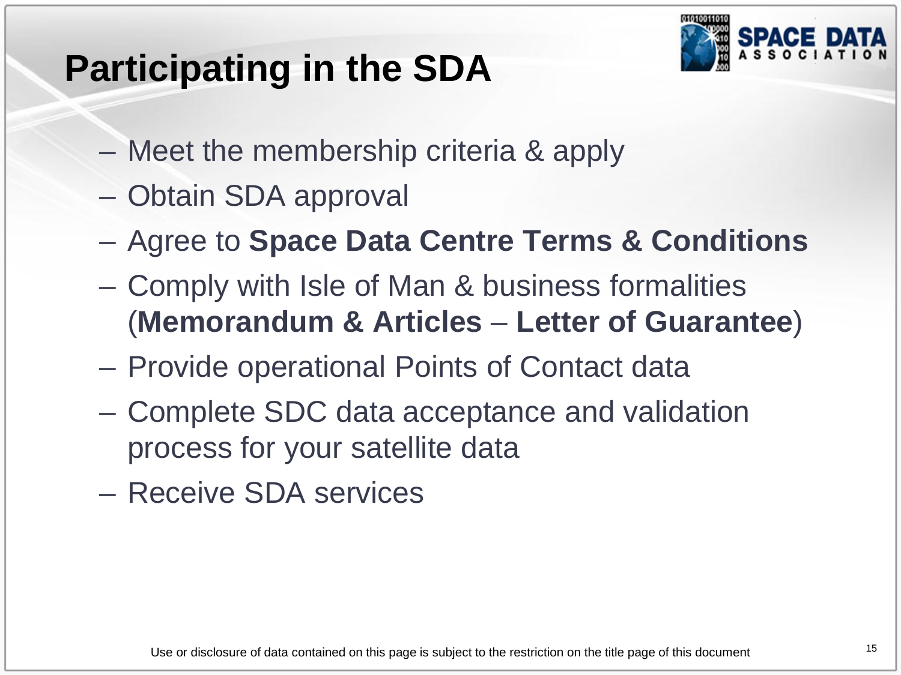# Participating in the SDA

- Meet the membership criteria & apply
- Obtain SDA approval
- Agree to **Space Data Centre Terms & Conditions**
- Comply with Isle of Man & business formalities (**Memorandum & Articles** – **Letter of Guarantee**)
- Provide operational Points of Contact data
- Complete SDC data acceptance and validation process for your satellite data
- Receive SDA services

Use or disclosure of data contained on this page is subject to the restriction on the title page of this document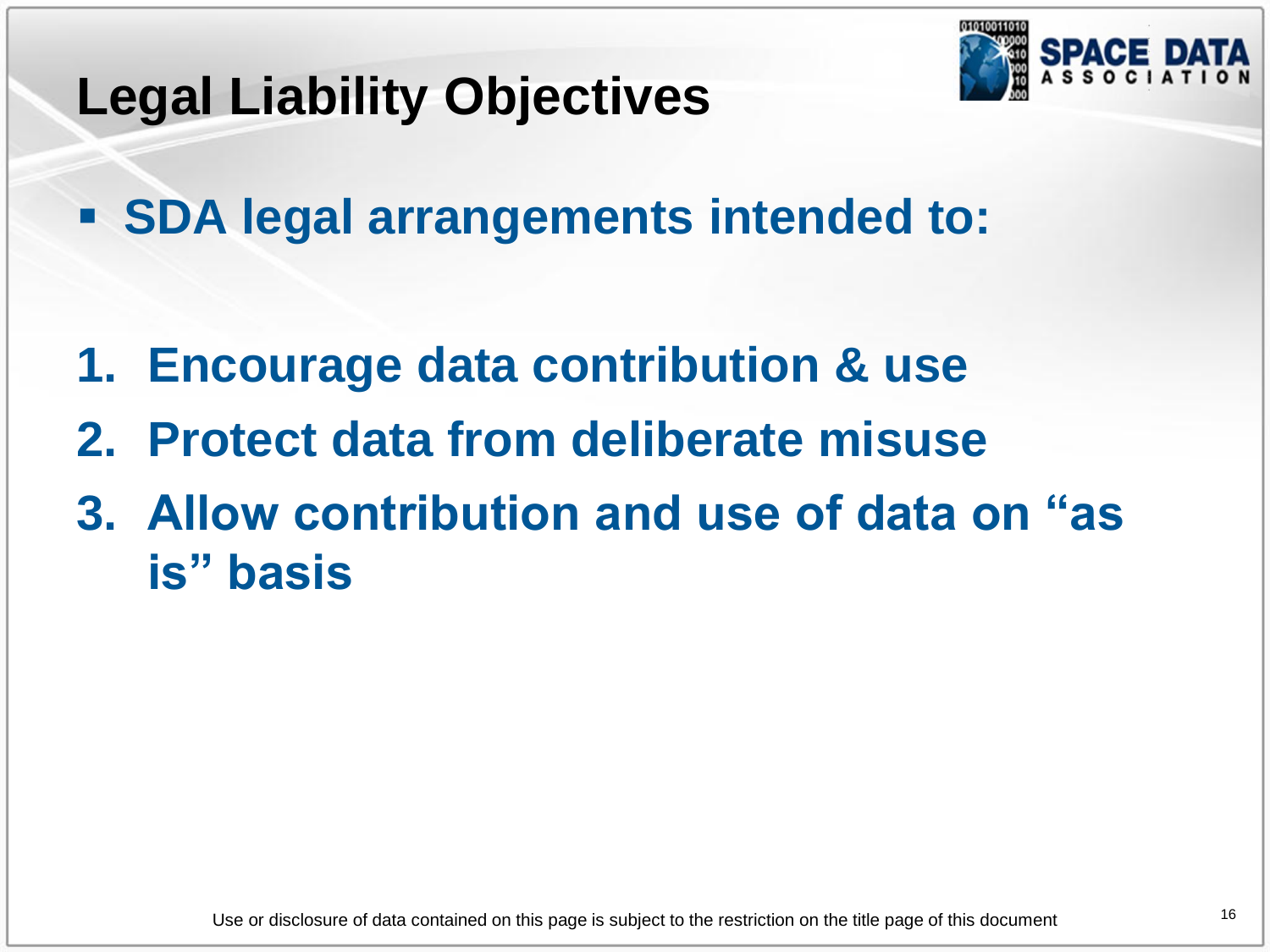# Legal Liability Objectives

- **SDA legal arrangements intended to:**

1. **Encourage data contribution & use**
2. **Protect data from deliberate misuse**
3. **Allow contribution and use of data on "as is" basis**

Use or disclosure of data contained on this page is subject to the restriction on the title page of this document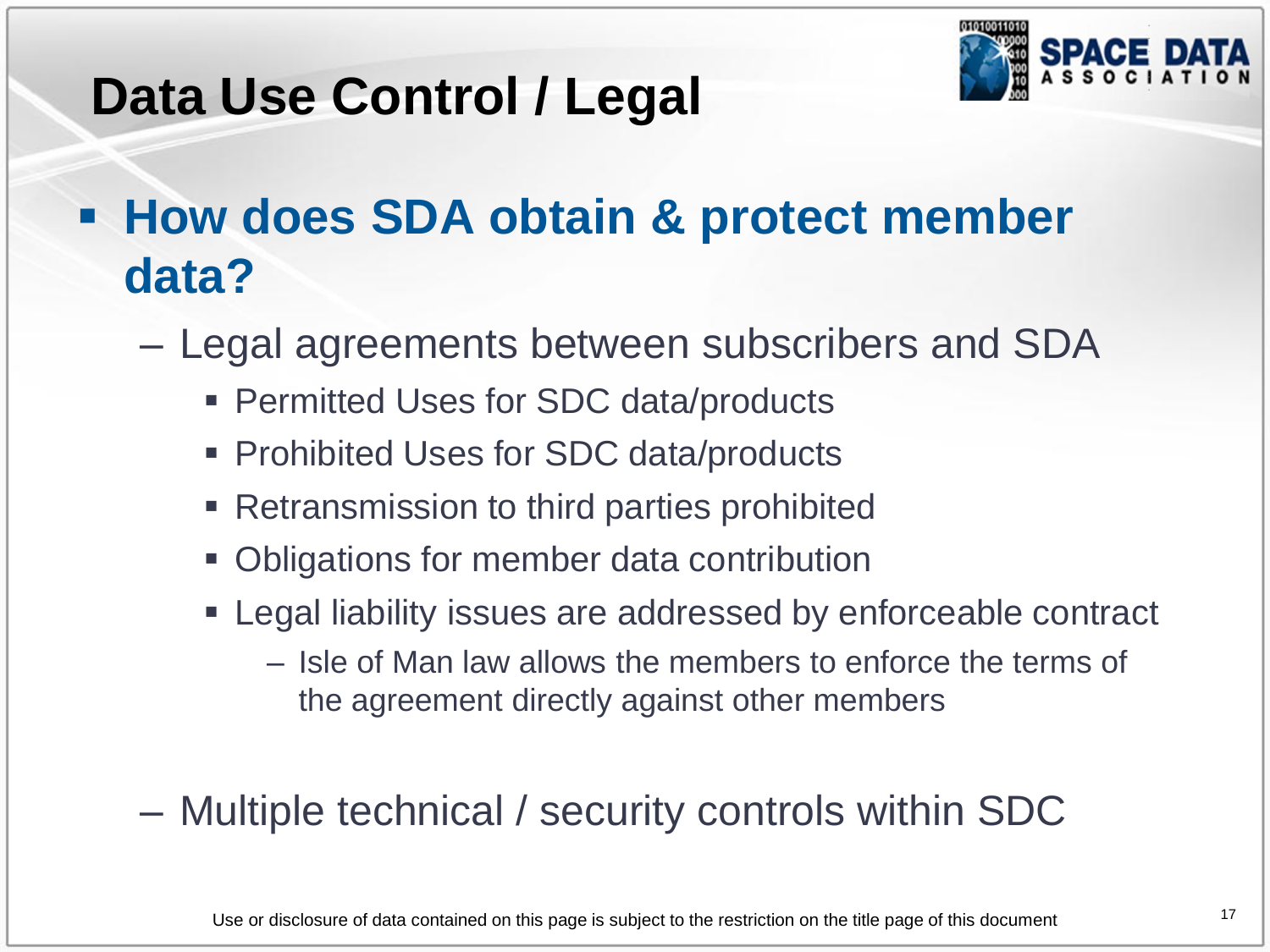# Data Use Control / Legal

- **How does SDA obtain & protect member data?**
  - Legal agreements between subscribers and SDA
    - Permitted Uses for SDC data/products
    - Prohibited Uses for SDC data/products
    - Retransmission to third parties prohibited
    - Obligations for member data contribution
    - Legal liability issues are addressed by enforceable contract
      - Isle of Man law allows the members to enforce the terms of the agreement directly against other members
  - Multiple technical / security controls within SDC

Use or disclosure of data contained on this page is subject to the restriction on the title page of this document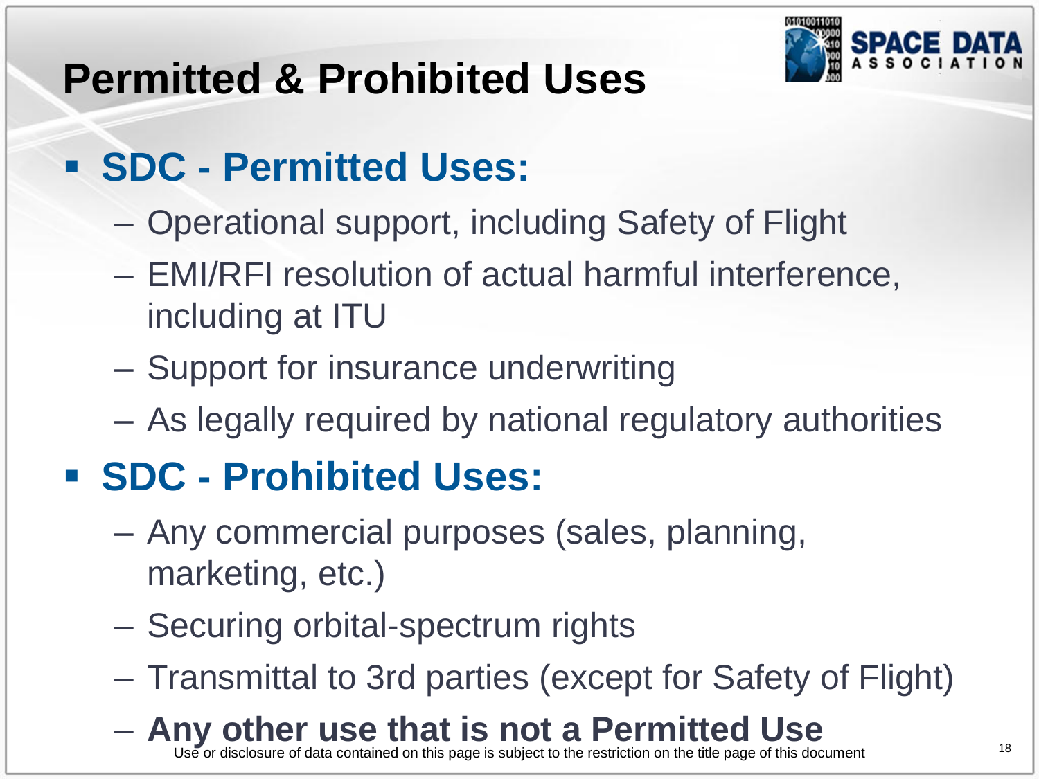# Permitted & Prohibited Uses

- **SDC - Permitted Uses:**
  - Operational support, including Safety of Flight
  - EMI/RFI resolution of actual harmful interference, including at ITU
  - Support for insurance underwriting
  - As legally required by national regulatory authorities
- **SDC - Prohibited Uses:**
  - Any commercial purposes (sales, planning, marketing, etc.)
  - Securing orbital-spectrum rights
  - Transmittal to 3rd parties (except for Safety of Flight)
  - **Any other use that is not a Permitted Use**

Use or disclosure of data contained on this page is subject to the restriction on the title page of this document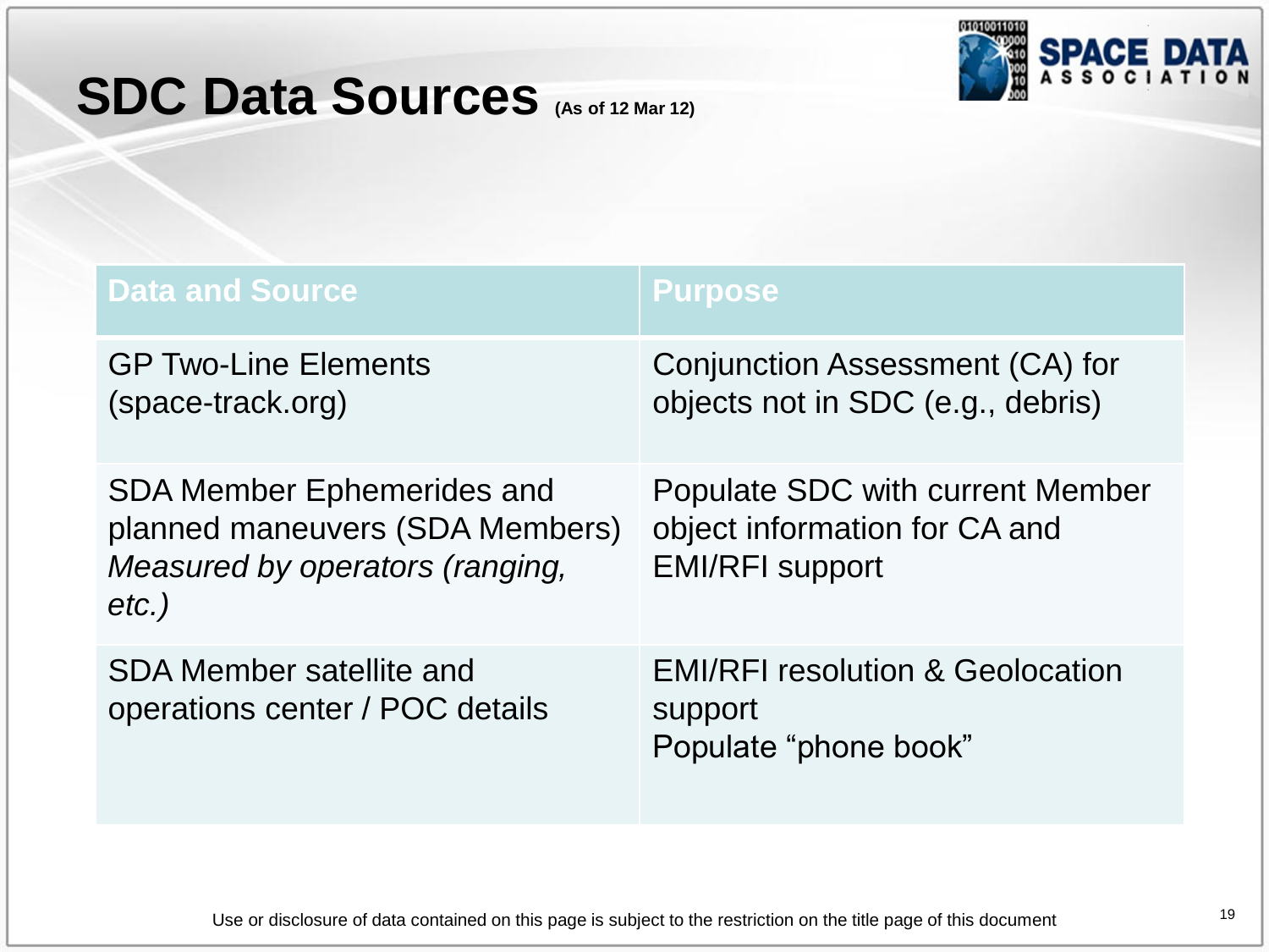# SDC Data Sources (As of 12 Mar 12)

| Data and Source | Purpose |
|---|---|
| GP Two-Line Elements (space-track.org) | Conjunction Assessment (CA) for objects not in SDC (e.g., debris) |
| SDA Member Ephemerides and planned maneuvers (SDA Members) *Measured by operators (ranging, etc.)* | Populate SDC with current Member object information for CA and EMI/RFI support |
| SDA Member satellite and operations center / POC details | EMI/RFI resolution & Geolocation support<br>Populate "phone book" |

Use or disclosure of data contained on this page is subject to the restriction on the title page of this document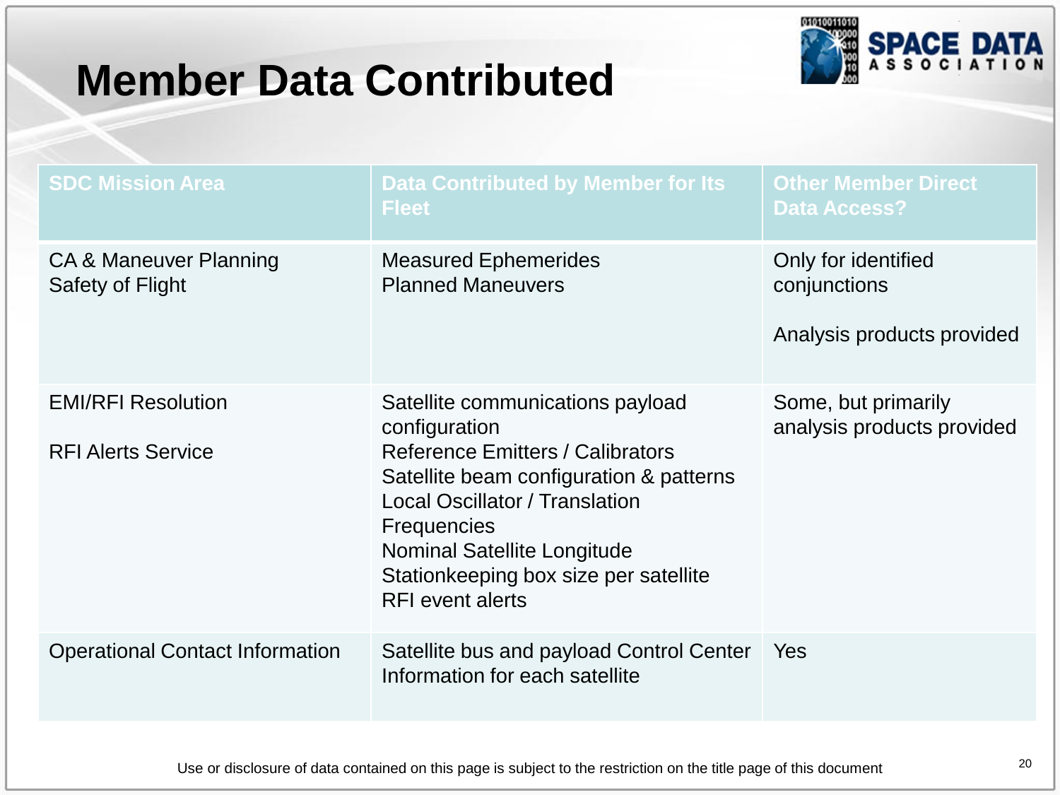# Member Data Contributed

| SDC Mission Area | Data Contributed by Member for Its Fleet | Other Member Direct Data Access? |
|---|---|---|
| CA & Maneuver Planning<br>Safety of Flight | Measured Ephemerides<br>Planned Maneuvers | Only for identified conjunctions<br><br>Analysis products provided |
| EMI/RFI Resolution<br><br>RFI Alerts Service | Satellite communications payload configuration<br>Reference Emitters / Calibrators<br>Satellite beam configuration & patterns<br>Local Oscillator / Translation Frequencies<br>Nominal Satellite Longitude<br>Stationkeeping box size per satellite<br>RFI event alerts | Some, but primarily analysis products provided |
| Operational Contact Information | Satellite bus and payload Control Center Information for each satellite | Yes |

Use or disclosure of data contained on this page is subject to the restriction on the title page of this document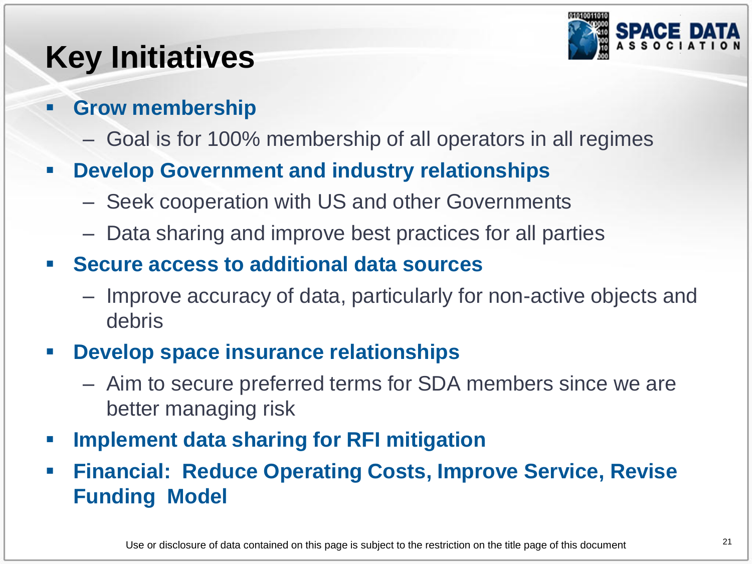# Key Initiatives

- **Grow membership**
  - Goal is for 100% membership of all operators in all regimes
- **Develop Government and industry relationships**
  - Seek cooperation with US and other Governments
  - Data sharing and improve best practices for all parties
- **Secure access to additional data sources**
  - Improve accuracy of data, particularly for non-active objects and debris
- **Develop space insurance relationships**
  - Aim to secure preferred terms for SDA members since we are better managing risk
- **Implement data sharing for RFI mitigation**
- **Financial: Reduce Operating Costs, Improve Service, Revise Funding Model**

Use or disclosure of data contained on this page is subject to the restriction on the title page of this document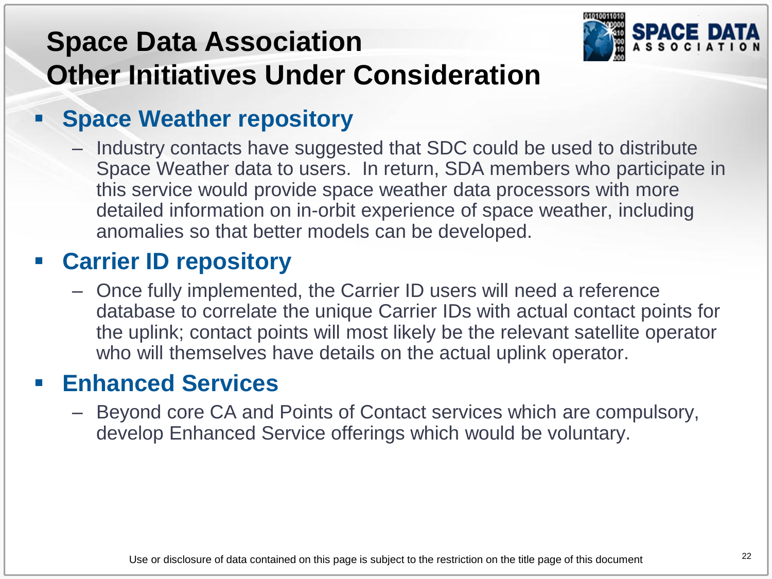# Space Data Association
# Other Initiatives Under Consideration

- **Space Weather repository**
  - Industry contacts have suggested that SDC could be used to distribute Space Weather data to users. In return, SDA members who participate in this service would provide space weather data processors with more detailed information on in-orbit experience of space weather, including anomalies so that better models can be developed.
- **Carrier ID repository**
  - Once fully implemented, the Carrier ID users will need a reference database to correlate the unique Carrier IDs with actual contact points for the uplink; contact points will most likely be the relevant satellite operator who will themselves have details on the actual uplink operator.
- **Enhanced Services**
  - Beyond core CA and Points of Contact services which are compulsory, develop Enhanced Service offerings which would be voluntary.

Use or disclosure of data contained on this page is subject to the restriction on the title page of this document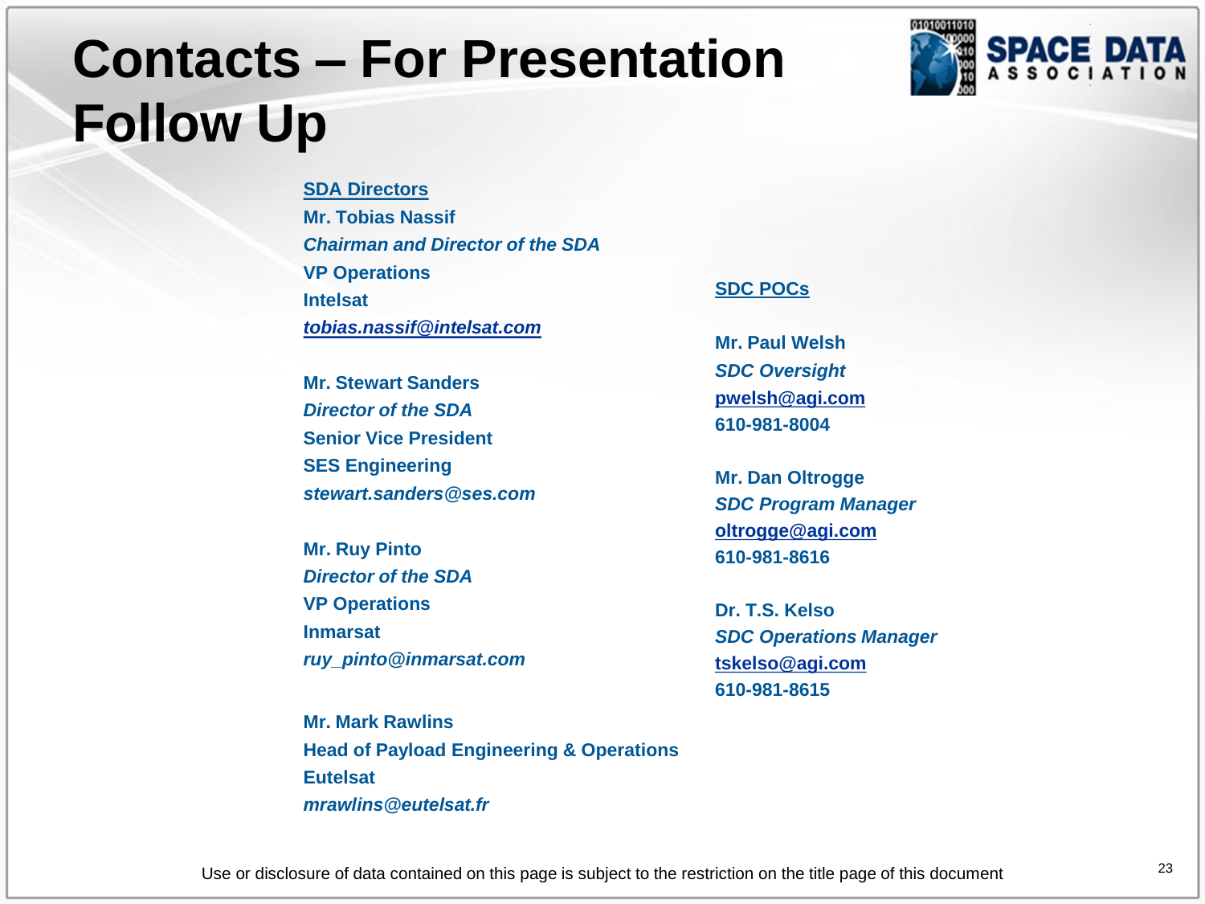# Contacts – For Presentation Follow Up

**SDA Directors**

**Mr. Tobias Nassif**
***Chairman and Director of the SDA***
**VP Operations**
**Intelsat**
***tobias.nassif@intelsat.com***

**Mr. Stewart Sanders**
***Director of the SDA***
**Senior Vice President**
**SES Engineering**
***stewart.sanders@ses.com***

**Mr. Ruy Pinto**
***Director of the SDA***
**VP Operations**
**Inmarsat**
***ruy_pinto@inmarsat.com***

**Mr. Mark Rawlins**
**Head of Payload Engineering & Operations**
**Eutelsat**
***mrawlins@eutelsat.fr***

**SDC POCs**

**Mr. Paul Welsh**
***SDC Oversight***
**pwelsh@agi.com**
**610-981-8004**

**Mr. Dan Oltrogge**
***SDC Program Manager***
**oltrogge@agi.com**
**610-981-8616**

**Dr. T.S. Kelso**
***SDC Operations Manager***
**tskelso@agi.com**
**610-981-8615**

Use or disclosure of data contained on this page is subject to the restriction on the title page of this document